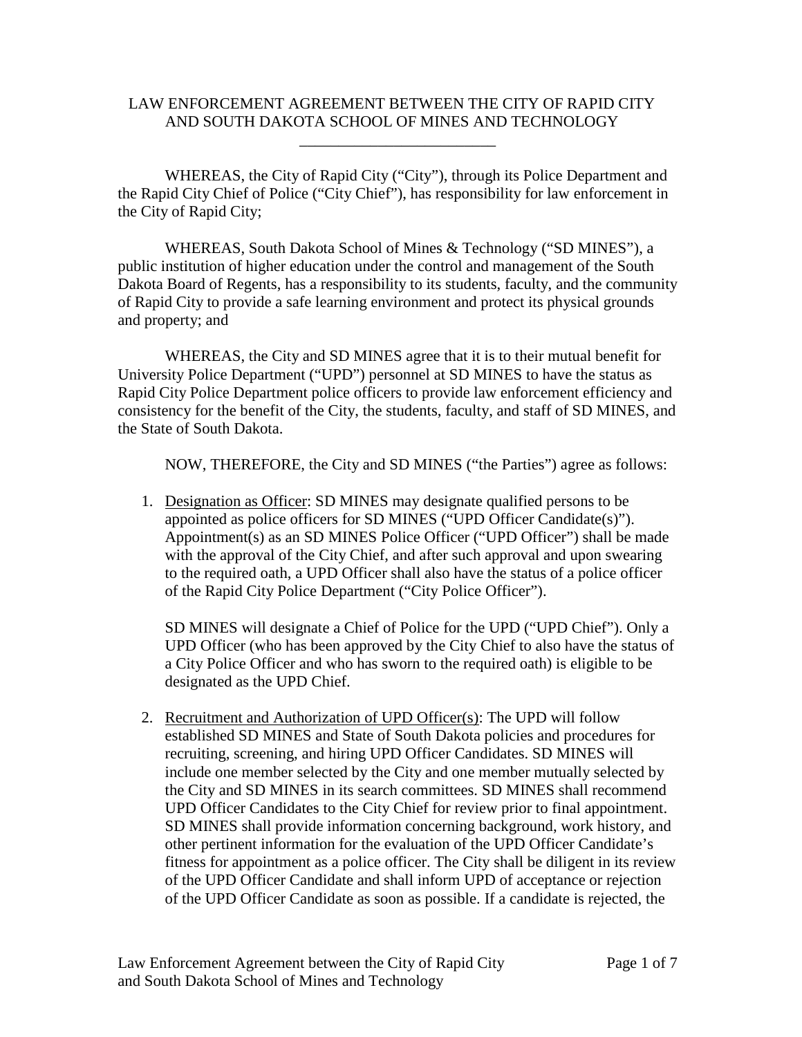# LAW ENFORCEMENT AGREEMENT BETWEEN THE CITY OF RAPID CITY AND SOUTH DAKOTA SCHOOL OF MINES AND TECHNOLOGY

---

WHEREAS, the City of Rapid City ("City"), through its Police Department and the Rapid City Chief of Police ("City Chief"), has responsibility for law enforcement in the City of Rapid City;

WHEREAS, South Dakota School of Mines & Technology ("SD MINES"), a public institution of higher education under the control and management of the South Dakota Board of Regents, has a responsibility to its students, faculty, and the community of Rapid City to provide a safe learning environment and protect its physical grounds and property; and

WHEREAS, the City and SD MINES agree that it is to their mutual benefit for University Police Department ("UPD") personnel at SD MINES to have the status as Rapid City Police Department police officers to provide law enforcement efficiency and consistency for the benefit of the City, the students, faculty, and staff of SD MINES, and the State of South Dakota.

NOW, THEREFORE, the City and SD MINES ("the Parties") agree as follows:

1. <u>Designation as Officer</u>: SD MINES may designate qualified persons to be appointed as police officers for SD MINES ("UPD Officer Candidate(s)"). Appointment(s) as an SD MINES Police Officer ("UPD Officer") shall be made with the approval of the City Chief, and after such approval and upon swearing to the required oath, a UPD Officer shall also have the status of a police officer of the Rapid City Police Department ("City Police Officer").

   SD MINES will designate a Chief of Police for the UPD ("UPD Chief"). Only a UPD Officer (who has been approved by the City Chief to also have the status of a City Police Officer and who has sworn to the required oath) is eligible to be designated as the UPD Chief.

2. <u>Recruitment and Authorization of UPD Officer(s)</u>: The UPD will follow established SD MINES and State of South Dakota policies and procedures for recruiting, screening, and hiring UPD Officer Candidates. SD MINES will include one member selected by the City and one member mutually selected by the City and SD MINES in its search committees. SD MINES shall recommend UPD Officer Candidates to the City Chief for review prior to final appointment. SD MINES shall provide information concerning background, work history, and other pertinent information for the evaluation of the UPD Officer Candidate's fitness for appointment as a police officer. The City shall be diligent in its review of the UPD Officer Candidate and shall inform UPD of acceptance or rejection of the UPD Officer Candidate as soon as possible. If a candidate is rejected, the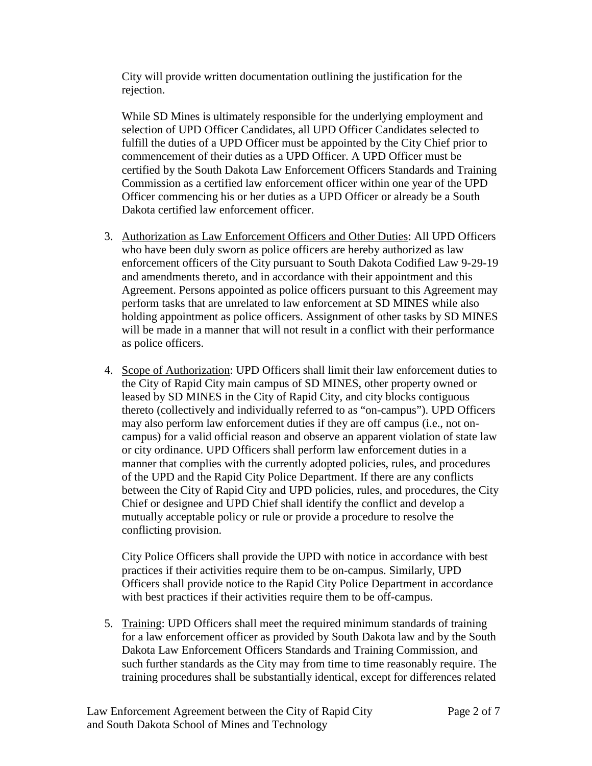City will provide written documentation outlining the justification for the rejection.

While SD Mines is ultimately responsible for the underlying employment and selection of UPD Officer Candidates, all UPD Officer Candidates selected to fulfill the duties of a UPD Officer must be appointed by the City Chief prior to commencement of their duties as a UPD Officer. A UPD Officer must be certified by the South Dakota Law Enforcement Officers Standards and Training Commission as a certified law enforcement officer within one year of the UPD Officer commencing his or her duties as a UPD Officer or already be a South Dakota certified law enforcement officer.

3. Authorization as Law Enforcement Officers and Other Duties: All UPD Officers who have been duly sworn as police officers are hereby authorized as law enforcement officers of the City pursuant to South Dakota Codified Law 9-29-19 and amendments thereto, and in accordance with their appointment and this Agreement. Persons appointed as police officers pursuant to this Agreement may perform tasks that are unrelated to law enforcement at SD MINES while also holding appointment as police officers. Assignment of other tasks by SD MINES will be made in a manner that will not result in a conflict with their performance as police officers.

4. Scope of Authorization: UPD Officers shall limit their law enforcement duties to the City of Rapid City main campus of SD MINES, other property owned or leased by SD MINES in the City of Rapid City, and city blocks contiguous thereto (collectively and individually referred to as "on-campus"). UPD Officers may also perform law enforcement duties if they are off campus (i.e., not on-campus) for a valid official reason and observe an apparent violation of state law or city ordinance. UPD Officers shall perform law enforcement duties in a manner that complies with the currently adopted policies, rules, and procedures of the UPD and the Rapid City Police Department. If there are any conflicts between the City of Rapid City and UPD policies, rules, and procedures, the City Chief or designee and UPD Chief shall identify the conflict and develop a mutually acceptable policy or rule or provide a procedure to resolve the conflicting provision.

   City Police Officers shall provide the UPD with notice in accordance with best practices if their activities require them to be on-campus. Similarly, UPD Officers shall provide notice to the Rapid City Police Department in accordance with best practices if their activities require them to be off-campus.

5. Training: UPD Officers shall meet the required minimum standards of training for a law enforcement officer as provided by South Dakota law and by the South Dakota Law Enforcement Officers Standards and Training Commission, and such further standards as the City may from time to time reasonably require. The training procedures shall be substantially identical, except for differences related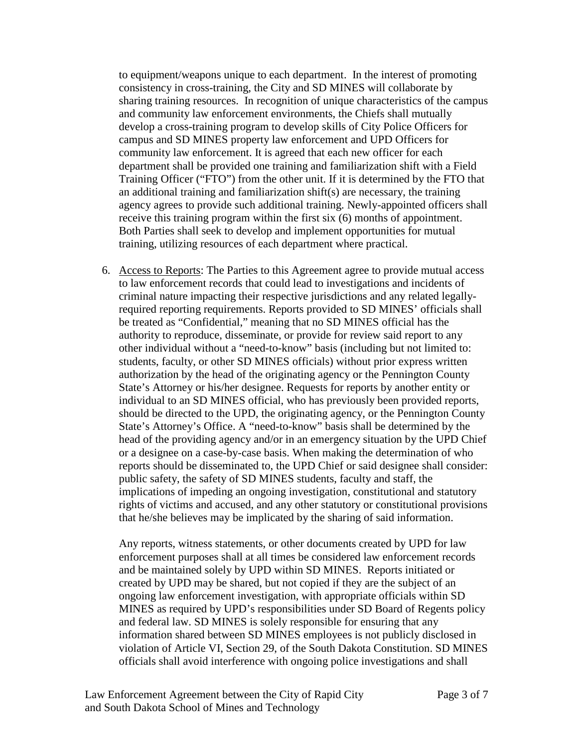to equipment/weapons unique to each department. In the interest of promoting consistency in cross-training, the City and SD MINES will collaborate by sharing training resources. In recognition of unique characteristics of the campus and community law enforcement environments, the Chiefs shall mutually develop a cross-training program to develop skills of City Police Officers for campus and SD MINES property law enforcement and UPD Officers for community law enforcement. It is agreed that each new officer for each department shall be provided one training and familiarization shift with a Field Training Officer ("FTO") from the other unit. If it is determined by the FTO that an additional training and familiarization shift(s) are necessary, the training agency agrees to provide such additional training. Newly-appointed officers shall receive this training program within the first six (6) months of appointment. Both Parties shall seek to develop and implement opportunities for mutual training, utilizing resources of each department where practical.

6. <u>Access to Reports</u>: The Parties to this Agreement agree to provide mutual access to law enforcement records that could lead to investigations and incidents of criminal nature impacting their respective jurisdictions and any related legally-required reporting requirements. Reports provided to SD MINES' officials shall be treated as "Confidential," meaning that no SD MINES official has the authority to reproduce, disseminate, or provide for review said report to any other individual without a "need-to-know" basis (including but not limited to: students, faculty, or other SD MINES officials) without prior express written authorization by the head of the originating agency or the Pennington County State's Attorney or his/her designee. Requests for reports by another entity or individual to an SD MINES official, who has previously been provided reports, should be directed to the UPD, the originating agency, or the Pennington County State's Attorney's Office. A "need-to-know" basis shall be determined by the head of the providing agency and/or in an emergency situation by the UPD Chief or a designee on a case-by-case basis. When making the determination of who reports should be disseminated to, the UPD Chief or said designee shall consider: public safety, the safety of SD MINES students, faculty and staff, the implications of impeding an ongoing investigation, constitutional and statutory rights of victims and accused, and any other statutory or constitutional provisions that he/she believes may be implicated by the sharing of said information.

   Any reports, witness statements, or other documents created by UPD for law enforcement purposes shall at all times be considered law enforcement records and be maintained solely by UPD within SD MINES. Reports initiated or created by UPD may be shared, but not copied if they are the subject of an ongoing law enforcement investigation, with appropriate officials within SD MINES as required by UPD's responsibilities under SD Board of Regents policy and federal law. SD MINES is solely responsible for ensuring that any information shared between SD MINES employees is not publicly disclosed in violation of Article VI, Section 29, of the South Dakota Constitution. SD MINES officials shall avoid interference with ongoing police investigations and shall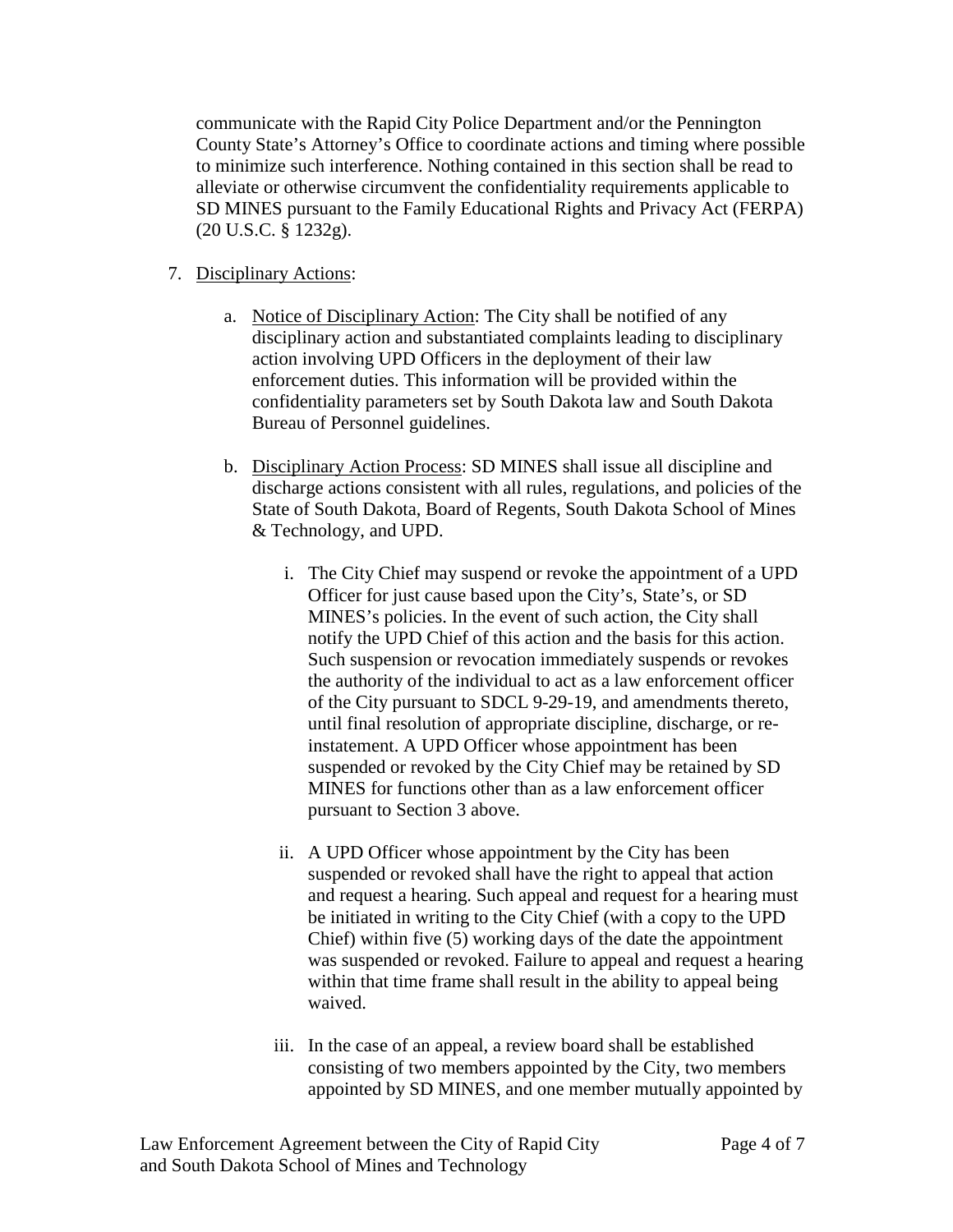communicate with the Rapid City Police Department and/or the Pennington County State's Attorney's Office to coordinate actions and timing where possible to minimize such interference. Nothing contained in this section shall be read to alleviate or otherwise circumvent the confidentiality requirements applicable to SD MINES pursuant to the Family Educational Rights and Privacy Act (FERPA) (20 U.S.C. § 1232g).

7. <u>Disciplinary Actions</u>:

   a. <u>Notice of Disciplinary Action</u>: The City shall be notified of any disciplinary action and substantiated complaints leading to disciplinary action involving UPD Officers in the deployment of their law enforcement duties. This information will be provided within the confidentiality parameters set by South Dakota law and South Dakota Bureau of Personnel guidelines.

   b. <u>Disciplinary Action Process</u>: SD MINES shall issue all discipline and discharge actions consistent with all rules, regulations, and policies of the State of South Dakota, Board of Regents, South Dakota School of Mines & Technology, and UPD.

      i. The City Chief may suspend or revoke the appointment of a UPD Officer for just cause based upon the City's, State's, or SD MINES's policies. In the event of such action, the City shall notify the UPD Chief of this action and the basis for this action. Such suspension or revocation immediately suspends or revokes the authority of the individual to act as a law enforcement officer of the City pursuant to SDCL 9-29-19, and amendments thereto, until final resolution of appropriate discipline, discharge, or re-instatement. A UPD Officer whose appointment has been suspended or revoked by the City Chief may be retained by SD MINES for functions other than as a law enforcement officer pursuant to Section 3 above.

      ii. A UPD Officer whose appointment by the City has been suspended or revoked shall have the right to appeal that action and request a hearing. Such appeal and request for a hearing must be initiated in writing to the City Chief (with a copy to the UPD Chief) within five (5) working days of the date the appointment was suspended or revoked. Failure to appeal and request a hearing within that time frame shall result in the ability to appeal being waived.

      iii. In the case of an appeal, a review board shall be established consisting of two members appointed by the City, two members appointed by SD MINES, and one member mutually appointed by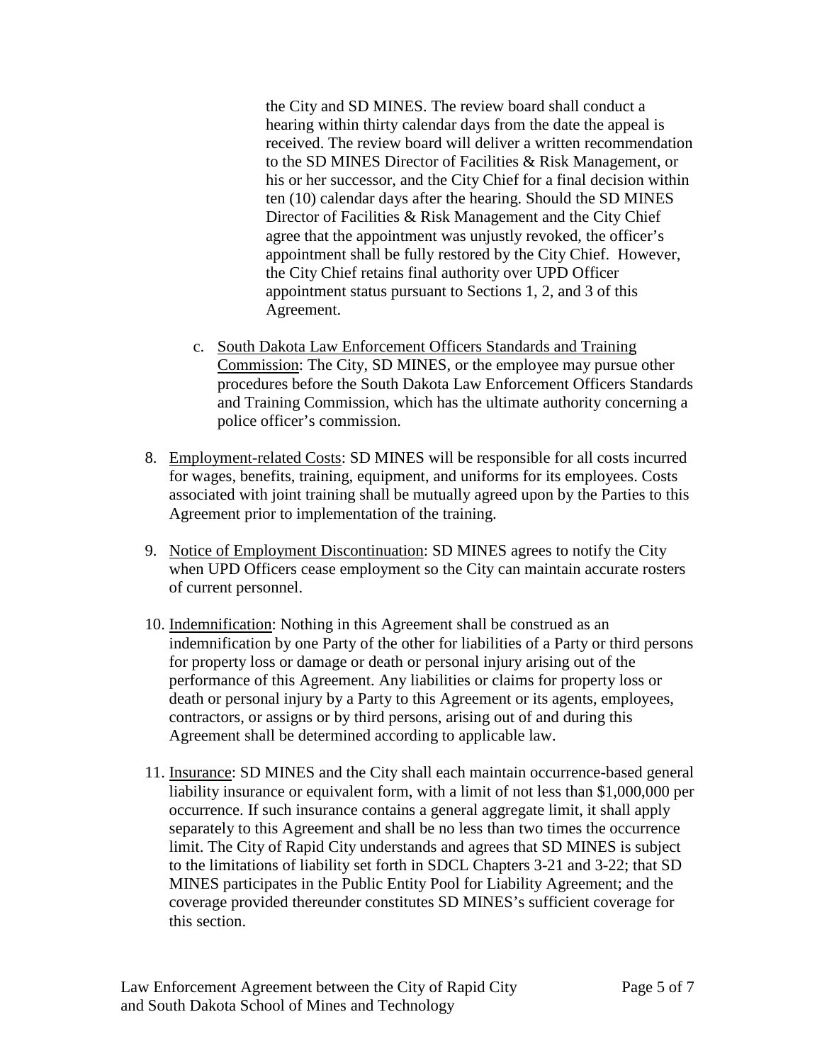the City and SD MINES. The review board shall conduct a hearing within thirty calendar days from the date the appeal is received. The review board will deliver a written recommendation to the SD MINES Director of Facilities & Risk Management, or his or her successor, and the City Chief for a final decision within ten (10) calendar days after the hearing. Should the SD MINES Director of Facilities & Risk Management and the City Chief agree that the appointment was unjustly revoked, the officer's appointment shall be fully restored by the City Chief. However, the City Chief retains final authority over UPD Officer appointment status pursuant to Sections 1, 2, and 3 of this Agreement.

c. <u>South Dakota Law Enforcement Officers Standards and Training Commission</u>: The City, SD MINES, or the employee may pursue other procedures before the South Dakota Law Enforcement Officers Standards and Training Commission, which has the ultimate authority concerning a police officer's commission.

8. <u>Employment-related Costs</u>: SD MINES will be responsible for all costs incurred for wages, benefits, training, equipment, and uniforms for its employees. Costs associated with joint training shall be mutually agreed upon by the Parties to this Agreement prior to implementation of the training.

9. <u>Notice of Employment Discontinuation</u>: SD MINES agrees to notify the City when UPD Officers cease employment so the City can maintain accurate rosters of current personnel.

10. <u>Indemnification</u>: Nothing in this Agreement shall be construed as an indemnification by one Party of the other for liabilities of a Party or third persons for property loss or damage or death or personal injury arising out of the performance of this Agreement. Any liabilities or claims for property loss or death or personal injury by a Party to this Agreement or its agents, employees, contractors, or assigns or by third persons, arising out of and during this Agreement shall be determined according to applicable law.

11. <u>Insurance</u>: SD MINES and the City shall each maintain occurrence-based general liability insurance or equivalent form, with a limit of not less than $1,000,000 per occurrence. If such insurance contains a general aggregate limit, it shall apply separately to this Agreement and shall be no less than two times the occurrence limit. The City of Rapid City understands and agrees that SD MINES is subject to the limitations of liability set forth in SDCL Chapters 3-21 and 3-22; that SD MINES participates in the Public Entity Pool for Liability Agreement; and the coverage provided thereunder constitutes SD MINES's sufficient coverage for this section.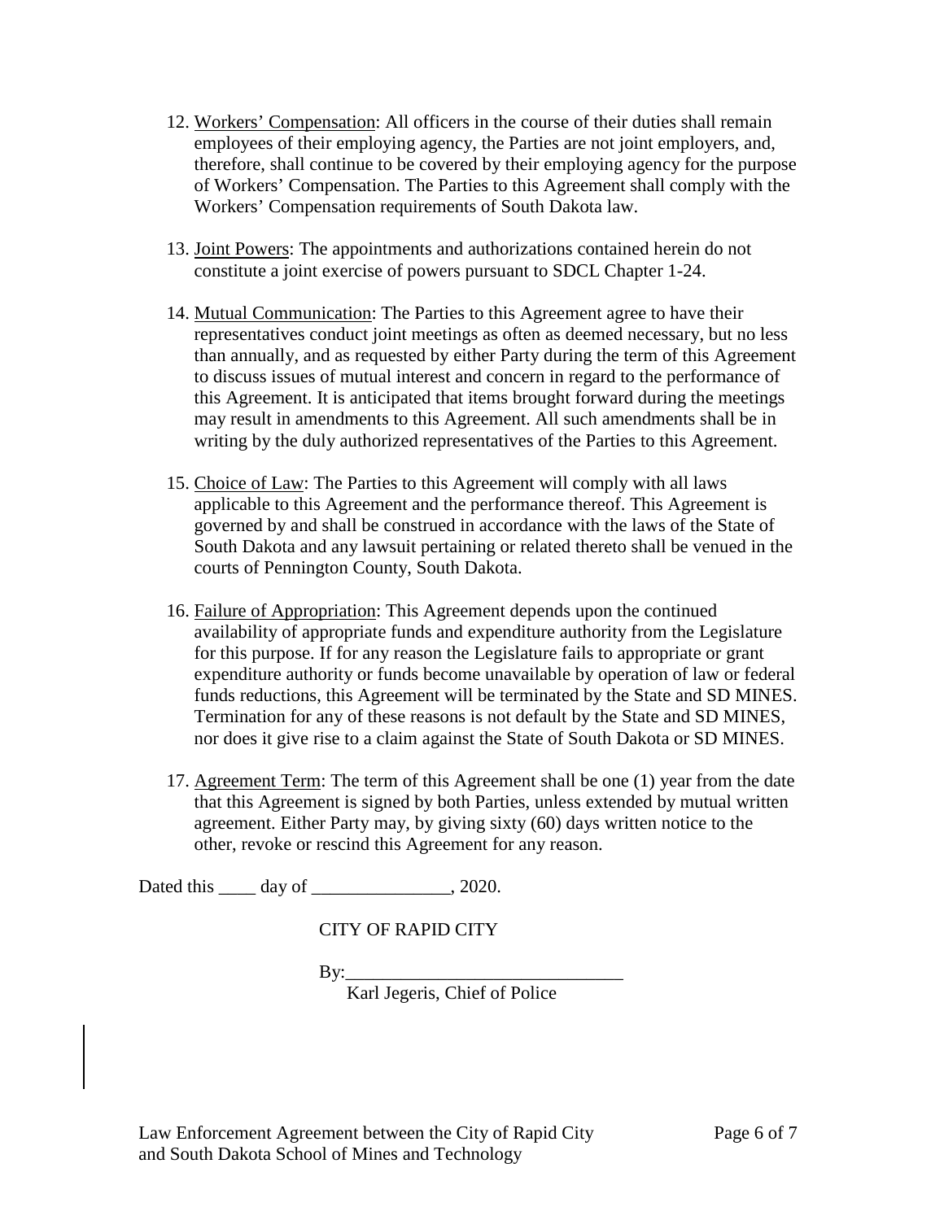12. Workers' Compensation: All officers in the course of their duties shall remain employees of their employing agency, the Parties are not joint employers, and, therefore, shall continue to be covered by their employing agency for the purpose of Workers' Compensation. The Parties to this Agreement shall comply with the Workers' Compensation requirements of South Dakota law.

13. Joint Powers: The appointments and authorizations contained herein do not constitute a joint exercise of powers pursuant to SDCL Chapter 1-24.

14. Mutual Communication: The Parties to this Agreement agree to have their representatives conduct joint meetings as often as deemed necessary, but no less than annually, and as requested by either Party during the term of this Agreement to discuss issues of mutual interest and concern in regard to the performance of this Agreement. It is anticipated that items brought forward during the meetings may result in amendments to this Agreement. All such amendments shall be in writing by the duly authorized representatives of the Parties to this Agreement.

15. Choice of Law: The Parties to this Agreement will comply with all laws applicable to this Agreement and the performance thereof. This Agreement is governed by and shall be construed in accordance with the laws of the State of South Dakota and any lawsuit pertaining or related thereto shall be venued in the courts of Pennington County, South Dakota.

16. Failure of Appropriation: This Agreement depends upon the continued availability of appropriate funds and expenditure authority from the Legislature for this purpose. If for any reason the Legislature fails to appropriate or grant expenditure authority or funds become unavailable by operation of law or federal funds reductions, this Agreement will be terminated by the State and SD MINES. Termination for any of these reasons is not default by the State and SD MINES, nor does it give rise to a claim against the State of South Dakota or SD MINES.

17. Agreement Term: The term of this Agreement shall be one (1) year from the date that this Agreement is signed by both Parties, unless extended by mutual written agreement. Either Party may, by giving sixty (60) days written notice to the other, revoke or rescind this Agreement for any reason.

Dated this ____ day of _______________, 2020.

CITY OF RAPID CITY

By:______________________________
Karl Jegeris, Chief of Police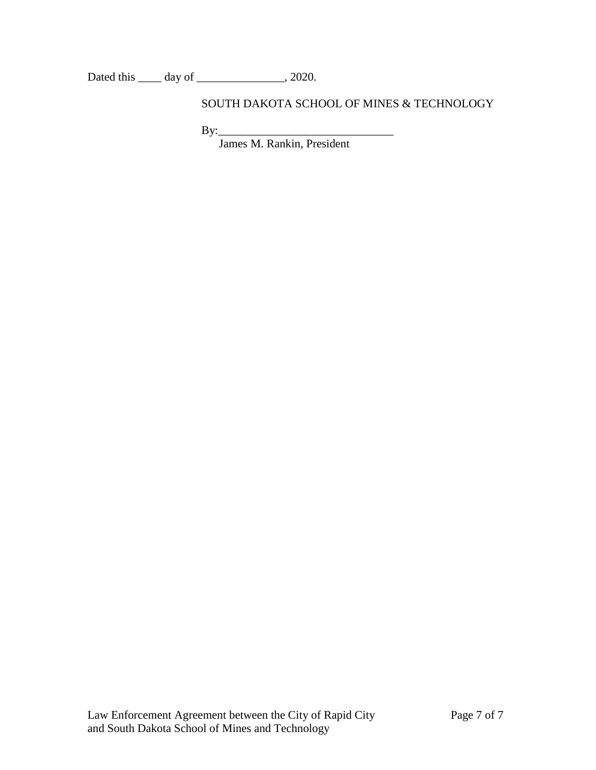Dated this ____ day of _______________, 2020.

SOUTH DAKOTA SCHOOL OF MINES & TECHNOLOGY

By:______________________________
James M. Rankin, President